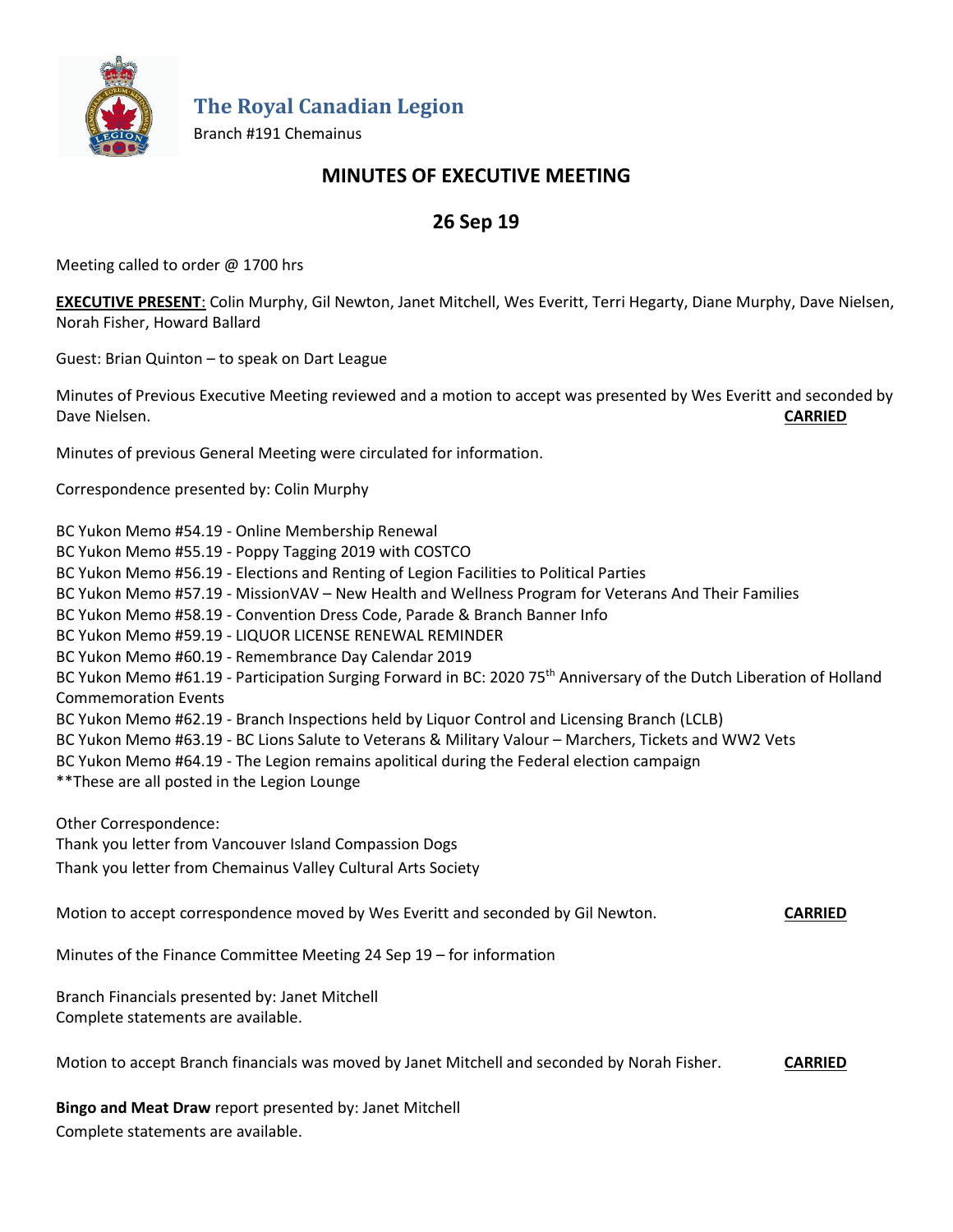## The Royal Canadian Legion

Branch #191 Chemainus

# MINUTES OF EXECUTIVE MEETING

## 26 Sep 19

Meeting called to order @ 1700 hrs

**EXECUTIVE PRESENT**: Colin Murphy, Gil Newton, Janet Mitchell, Wes Everitt, Terri Hegarty, Diane Murphy, Dave Nielsen, Norah Fisher, Howard Ballard

Guest: Brian Quinton – to speak on Dart League

Minutes of Previous Executive Meeting reviewed and a motion to accept was presented by Wes Everitt and seconded by Dave Nielsen. **CARRIED**

Minutes of previous General Meeting were circulated for information.

Correspondence presented by: Colin Murphy

BC Yukon Memo #54.19 - Online Membership Renewal
BC Yukon Memo #55.19 - Poppy Tagging 2019 with COSTCO
BC Yukon Memo #56.19 - Elections and Renting of Legion Facilities to Political Parties
BC Yukon Memo #57.19 - MissionVAV – New Health and Wellness Program for Veterans And Their Families
BC Yukon Memo #58.19 - Convention Dress Code, Parade & Branch Banner Info
BC Yukon Memo #59.19 - LIQUOR LICENSE RENEWAL REMINDER
BC Yukon Memo #60.19 - Remembrance Day Calendar 2019
BC Yukon Memo #61.19 - Participation Surging Forward in BC: 2020 75th Anniversary of the Dutch Liberation of Holland Commemoration Events
BC Yukon Memo #62.19 - Branch Inspections held by Liquor Control and Licensing Branch (LCLB)
BC Yukon Memo #63.19 - BC Lions Salute to Veterans & Military Valour – Marchers, Tickets and WW2 Vets
BC Yukon Memo #64.19 - The Legion remains apolitical during the Federal election campaign
**These are all posted in the Legion Lounge

Other Correspondence:
Thank you letter from Vancouver Island Compassion Dogs
Thank you letter from Chemainus Valley Cultural Arts Society

Motion to accept correspondence moved by Wes Everitt and seconded by Gil Newton. **CARRIED**

Minutes of the Finance Committee Meeting 24 Sep 19 – for information

Branch Financials presented by: Janet Mitchell
Complete statements are available.

Motion to accept Branch financials was moved by Janet Mitchell and seconded by Norah Fisher. **CARRIED**

**Bingo and Meat Draw** report presented by: Janet Mitchell
Complete statements are available.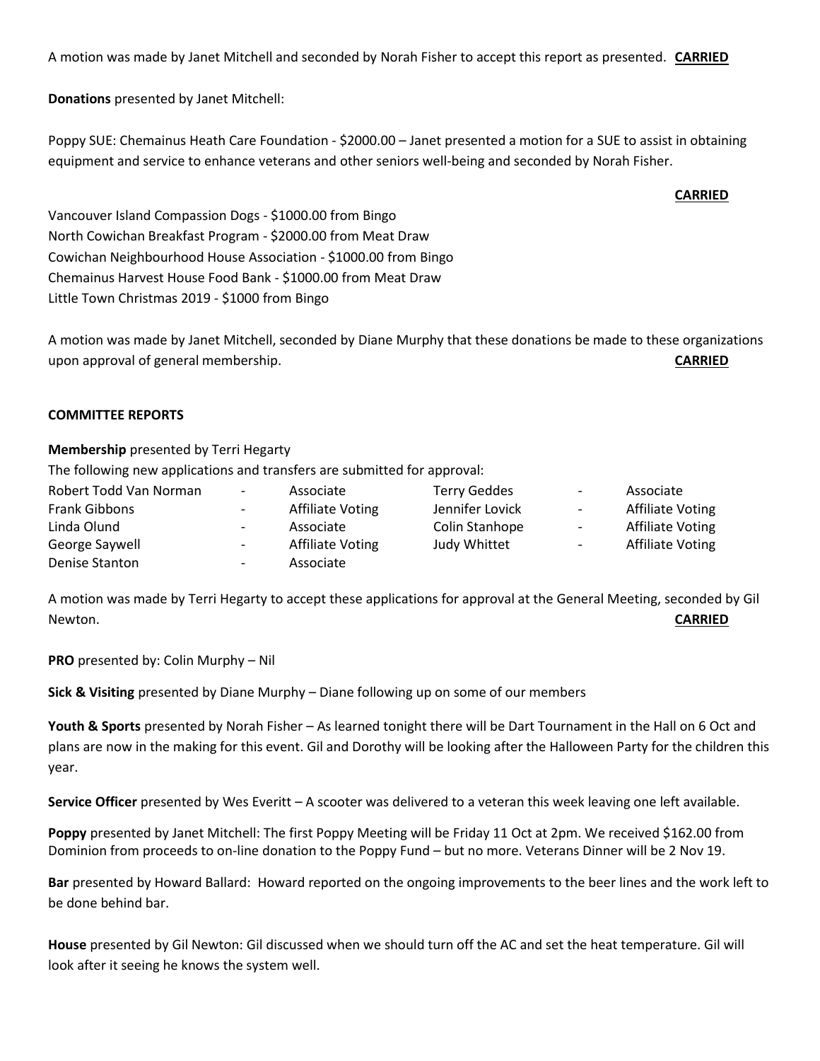A motion was made by Janet Mitchell and seconded by Norah Fisher to accept this report as presented. **CARRIED**

**Donations** presented by Janet Mitchell:

Poppy SUE: Chemainus Heath Care Foundation - $2000.00 – Janet presented a motion for a SUE to assist in obtaining equipment and service to enhance veterans and other seniors well-being and seconded by Norah Fisher.

**CARRIED**

Vancouver Island Compassion Dogs - $1000.00 from Bingo
North Cowichan Breakfast Program - $2000.00 from Meat Draw
Cowichan Neighbourhood House Association - $1000.00 from Bingo
Chemainus Harvest House Food Bank - $1000.00 from Meat Draw
Little Town Christmas 2019 - $1000 from Bingo

A motion was made by Janet Mitchell, seconded by Diane Murphy that these donations be made to these organizations upon approval of general membership. **CARRIED**

**COMMITTEE REPORTS**

**Membership** presented by Terri Hegarty

The following new applications and transfers are submitted for approval:

| | | | | | |
|---|---|---|---|---|---|
| Robert Todd Van Norman | - | Associate | Terry Geddes | - | Associate |
| Frank Gibbons | - | Affiliate Voting | Jennifer Lovick | - | Affiliate Voting |
| Linda Olund | - | Associate | Colin Stanhope | - | Affiliate Voting |
| George Saywell | - | Affiliate Voting | Judy Whittet | - | Affiliate Voting |
| Denise Stanton | - | Associate | | | |

A motion was made by Terri Hegarty to accept these applications for approval at the General Meeting, seconded by Gil Newton. **CARRIED**

**PRO** presented by: Colin Murphy – Nil

**Sick & Visiting** presented by Diane Murphy – Diane following up on some of our members

**Youth & Sports** presented by Norah Fisher – As learned tonight there will be Dart Tournament in the Hall on 6 Oct and plans are now in the making for this event. Gil and Dorothy will be looking after the Halloween Party for the children this year.

**Service Officer** presented by Wes Everitt – A scooter was delivered to a veteran this week leaving one left available.

**Poppy** presented by Janet Mitchell: The first Poppy Meeting will be Friday 11 Oct at 2pm. We received $162.00 from Dominion from proceeds to on-line donation to the Poppy Fund – but no more. Veterans Dinner will be 2 Nov 19.

**Bar** presented by Howard Ballard: Howard reported on the ongoing improvements to the beer lines and the work left to be done behind bar.

**House** presented by Gil Newton: Gil discussed when we should turn off the AC and set the heat temperature. Gil will look after it seeing he knows the system well.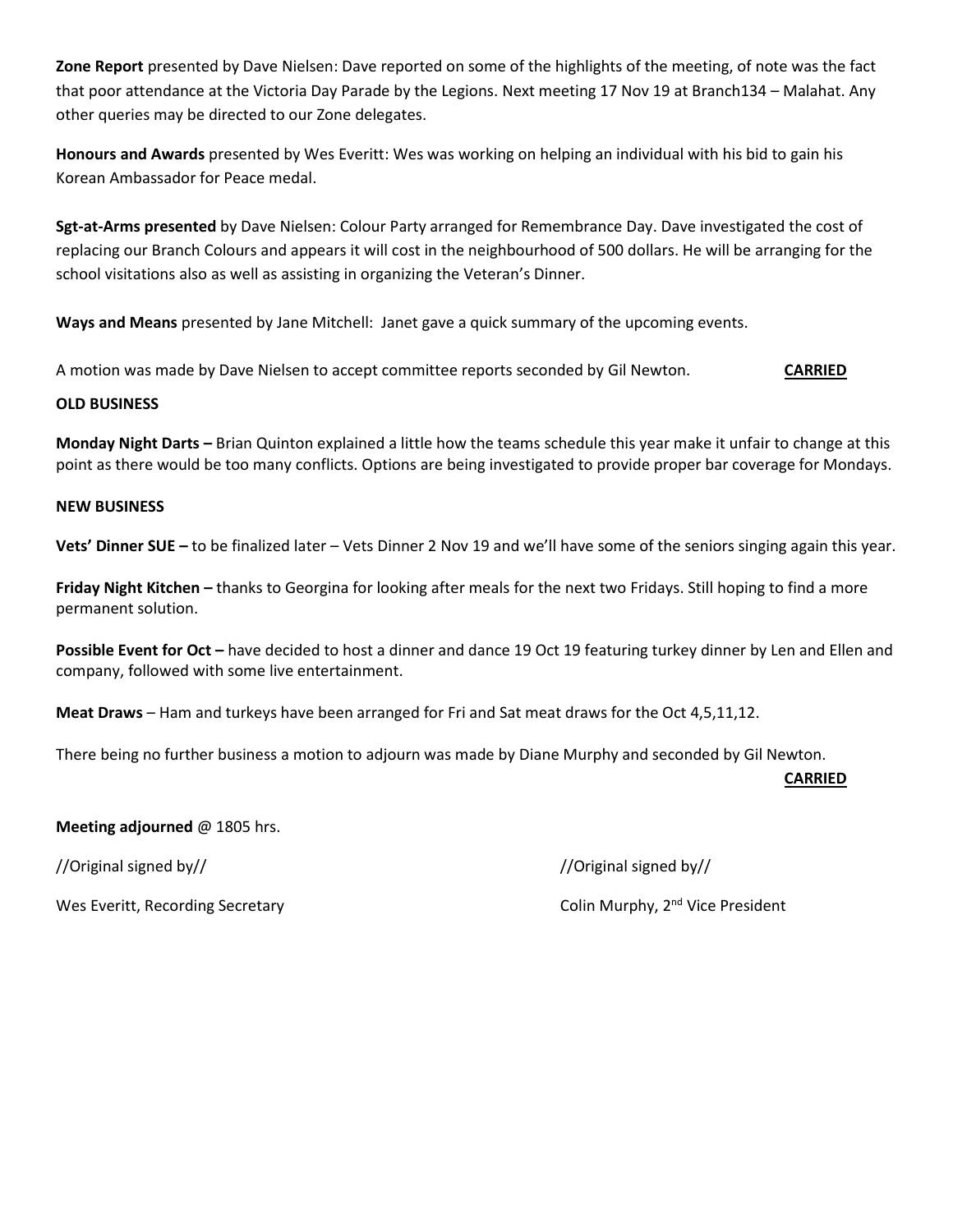**Zone Report** presented by Dave Nielsen: Dave reported on some of the highlights of the meeting, of note was the fact that poor attendance at the Victoria Day Parade by the Legions. Next meeting 17 Nov 19 at Branch134 – Malahat. Any other queries may be directed to our Zone delegates.

**Honours and Awards** presented by Wes Everitt: Wes was working on helping an individual with his bid to gain his Korean Ambassador for Peace medal.

**Sgt-at-Arms presented** by Dave Nielsen: Colour Party arranged for Remembrance Day. Dave investigated the cost of replacing our Branch Colours and appears it will cost in the neighbourhood of 500 dollars. He will be arranging for the school visitations also as well as assisting in organizing the Veteran's Dinner.

**Ways and Means** presented by Jane Mitchell: Janet gave a quick summary of the upcoming events.

A motion was made by Dave Nielsen to accept committee reports seconded by Gil Newton. **CARRIED**

**OLD BUSINESS**

**Monday Night Darts –** Brian Quinton explained a little how the teams schedule this year make it unfair to change at this point as there would be too many conflicts. Options are being investigated to provide proper bar coverage for Mondays.

**NEW BUSINESS**

**Vets' Dinner SUE –** to be finalized later – Vets Dinner 2 Nov 19 and we'll have some of the seniors singing again this year.

**Friday Night Kitchen –** thanks to Georgina for looking after meals for the next two Fridays. Still hoping to find a more permanent solution.

**Possible Event for Oct –** have decided to host a dinner and dance 19 Oct 19 featuring turkey dinner by Len and Ellen and company, followed with some live entertainment.

**Meat Draws** – Ham and turkeys have been arranged for Fri and Sat meat draws for the Oct 4,5,11,12.

There being no further business a motion to adjourn was made by Diane Murphy and seconded by Gil Newton.

**CARRIED**

**Meeting adjourned** @ 1805 hrs.

//Original signed by//

Wes Everitt, Recording Secretary

//Original signed by//

Colin Murphy, 2nd Vice President